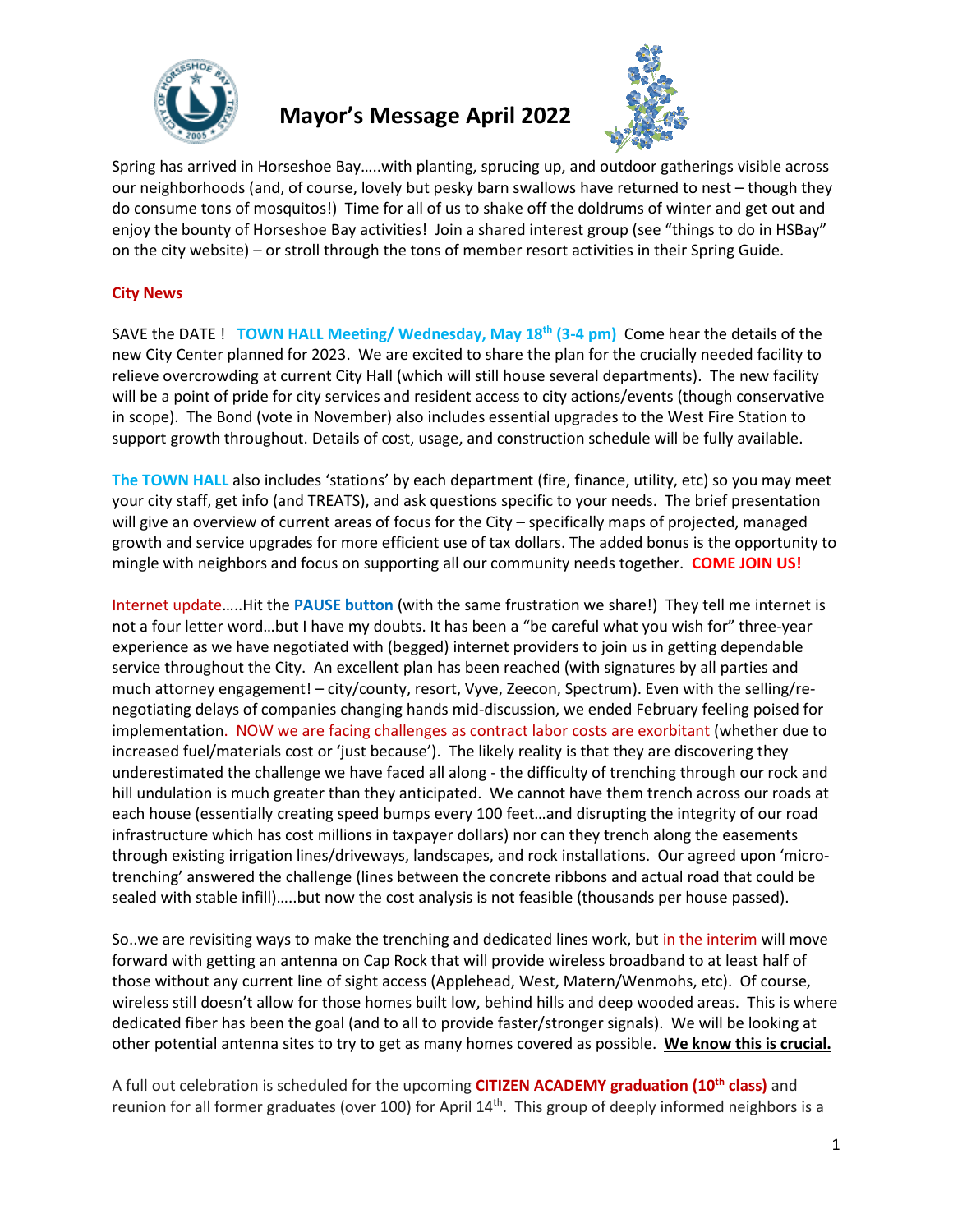# Mayor's Message April 2022

Spring has arrived in Horseshoe Bay…..with planting, sprucing up, and outdoor gatherings visible across our neighborhoods (and, of course, lovely but pesky barn swallows have returned to nest – though they do consume tons of mosquitos!) Time for all of us to shake off the doldrums of winter and get out and enjoy the bounty of Horseshoe Bay activities! Join a shared interest group (see "things to do in HSBay" on the city website) – or stroll through the tons of member resort activities in their Spring Guide.

**City News**

SAVE the DATE ! **TOWN HALL Meeting/ Wednesday, May 18th (3-4 pm)** Come hear the details of the new City Center planned for 2023. We are excited to share the plan for the crucially needed facility to relieve overcrowding at current City Hall (which will still house several departments). The new facility will be a point of pride for city services and resident access to city actions/events (though conservative in scope). The Bond (vote in November) also includes essential upgrades to the West Fire Station to support growth throughout. Details of cost, usage, and construction schedule will be fully available.

**The TOWN HALL** also includes 'stations' by each department (fire, finance, utility, etc) so you may meet your city staff, get info (and TREATS), and ask questions specific to your needs. The brief presentation will give an overview of current areas of focus for the City – specifically maps of projected, managed growth and service upgrades for more efficient use of tax dollars. The added bonus is the opportunity to mingle with neighbors and focus on supporting all our community needs together. **COME JOIN US!**

Internet update…..Hit the **PAUSE button** (with the same frustration we share!) They tell me internet is not a four letter word…but I have my doubts. It has been a "be careful what you wish for" three-year experience as we have negotiated with (begged) internet providers to join us in getting dependable service throughout the City. An excellent plan has been reached (with signatures by all parties and much attorney engagement! – city/county, resort, Vyve, Zeecon, Spectrum). Even with the selling/re-negotiating delays of companies changing hands mid-discussion, we ended February feeling poised for implementation. NOW we are facing challenges as contract labor costs are exorbitant (whether due to increased fuel/materials cost or 'just because'). The likely reality is that they are discovering they underestimated the challenge we have faced all along - the difficulty of trenching through our rock and hill undulation is much greater than they anticipated. We cannot have them trench across our roads at each house (essentially creating speed bumps every 100 feet…and disrupting the integrity of our road infrastructure which has cost millions in taxpayer dollars) nor can they trench along the easements through existing irrigation lines/driveways, landscapes, and rock installations. Our agreed upon 'micro-trenching' answered the challenge (lines between the concrete ribbons and actual road that could be sealed with stable infill)…..but now the cost analysis is not feasible (thousands per house passed).

So..we are revisiting ways to make the trenching and dedicated lines work, but in the interim will move forward with getting an antenna on Cap Rock that will provide wireless broadband to at least half of those without any current line of sight access (Applehead, West, Matern/Wenmohs, etc). Of course, wireless still doesn't allow for those homes built low, behind hills and deep wooded areas. This is where dedicated fiber has been the goal (and to all to provide faster/stronger signals). We will be looking at other potential antenna sites to try to get as many homes covered as possible. **We know this is crucial.**

A full out celebration is scheduled for the upcoming **CITIZEN ACADEMY graduation (10th class)** and reunion for all former graduates (over 100) for April 14th. This group of deeply informed neighbors is a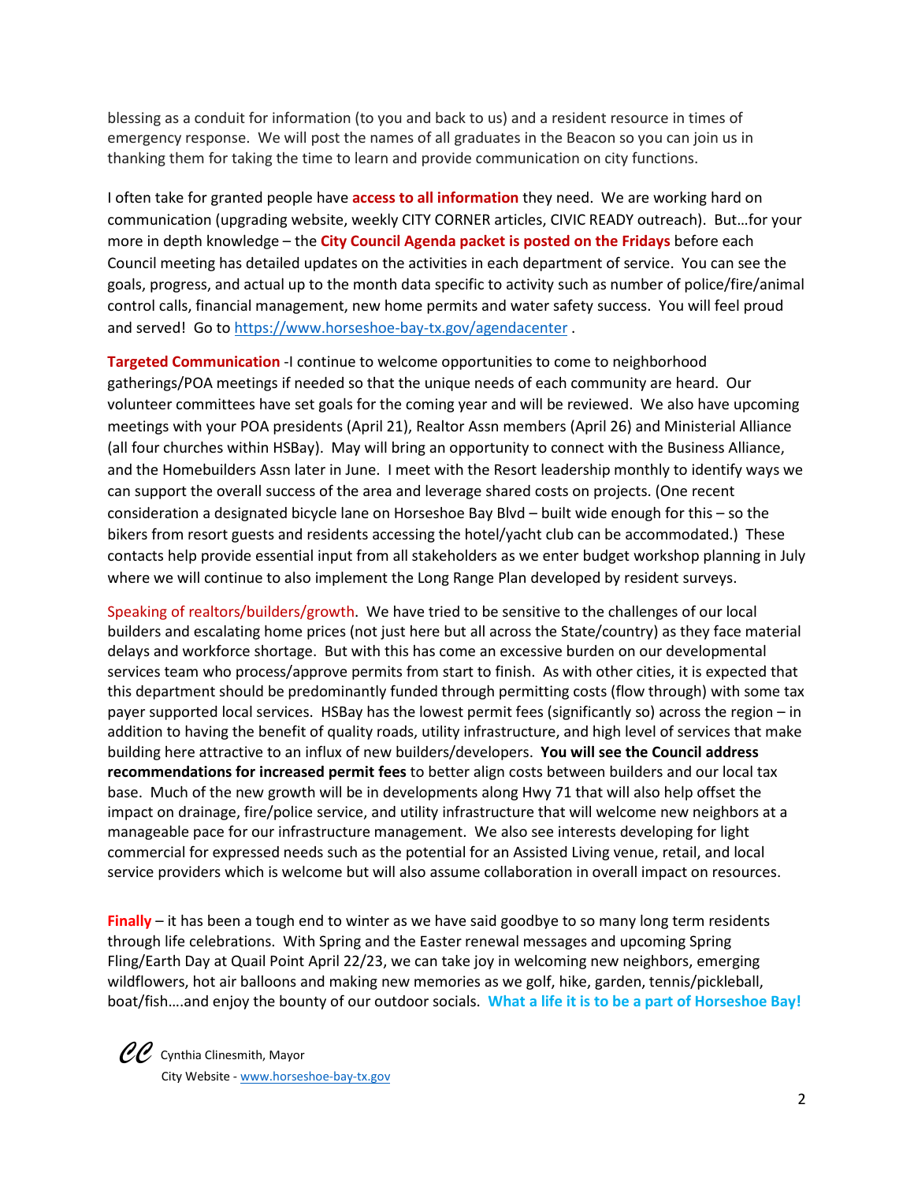blessing as a conduit for information (to you and back to us) and a resident resource in times of emergency response. We will post the names of all graduates in the Beacon so you can join us in thanking them for taking the time to learn and provide communication on city functions.

I often take for granted people have **access to all information** they need. We are working hard on communication (upgrading website, weekly CITY CORNER articles, CIVIC READY outreach). But…for your more in depth knowledge – the **City Council Agenda packet is posted on the Fridays** before each Council meeting has detailed updates on the activities in each department of service. You can see the goals, progress, and actual up to the month data specific to activity such as number of police/fire/animal control calls, financial management, new home permits and water safety success. You will feel proud and served! Go to https://www.horseshoe-bay-tx.gov/agendacenter .

**Targeted Communication** -I continue to welcome opportunities to come to neighborhood gatherings/POA meetings if needed so that the unique needs of each community are heard. Our volunteer committees have set goals for the coming year and will be reviewed. We also have upcoming meetings with your POA presidents (April 21), Realtor Assn members (April 26) and Ministerial Alliance (all four churches within HSBay). May will bring an opportunity to connect with the Business Alliance, and the Homebuilders Assn later in June. I meet with the Resort leadership monthly to identify ways we can support the overall success of the area and leverage shared costs on projects. (One recent consideration a designated bicycle lane on Horseshoe Bay Blvd – built wide enough for this – so the bikers from resort guests and residents accessing the hotel/yacht club can be accommodated.) These contacts help provide essential input from all stakeholders as we enter budget workshop planning in July where we will continue to also implement the Long Range Plan developed by resident surveys.

Speaking of realtors/builders/growth. We have tried to be sensitive to the challenges of our local builders and escalating home prices (not just here but all across the State/country) as they face material delays and workforce shortage. But with this has come an excessive burden on our developmental services team who process/approve permits from start to finish. As with other cities, it is expected that this department should be predominantly funded through permitting costs (flow through) with some tax payer supported local services. HSBay has the lowest permit fees (significantly so) across the region – in addition to having the benefit of quality roads, utility infrastructure, and high level of services that make building here attractive to an influx of new builders/developers. **You will see the Council address recommendations for increased permit fees** to better align costs between builders and our local tax base. Much of the new growth will be in developments along Hwy 71 that will also help offset the impact on drainage, fire/police service, and utility infrastructure that will welcome new neighbors at a manageable pace for our infrastructure management. We also see interests developing for light commercial for expressed needs such as the potential for an Assisted Living venue, retail, and local service providers which is welcome but will also assume collaboration in overall impact on resources.

**Finally** – it has been a tough end to winter as we have said goodbye to so many long term residents through life celebrations. With Spring and the Easter renewal messages and upcoming Spring Fling/Earth Day at Quail Point April 22/23, we can take joy in welcoming new neighbors, emerging wildflowers, hot air balloons and making new memories as we golf, hike, garden, tennis/pickleball, boat/fish….and enjoy the bounty of our outdoor socials. **What a life it is to be a part of Horseshoe Bay!**

*CC* Cynthia Clinesmith, Mayor
City Website - www.horseshoe-bay-tx.gov